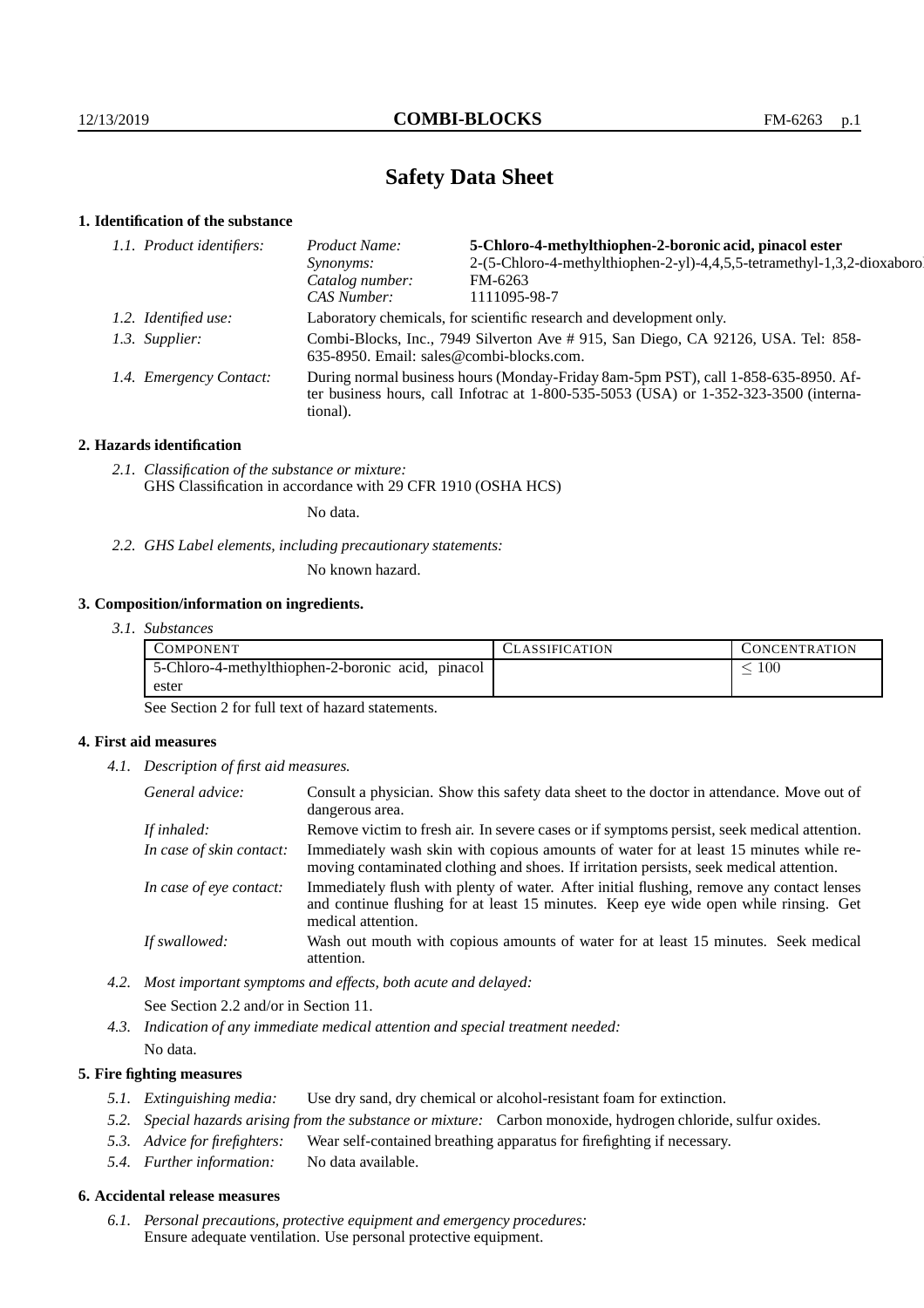# Safety Data Sheet

## 1. Identification of the substance

*1.1. Product identifiers:*
- *Product Name:* **5-Chloro-4-methylthiophen-2-boronic acid, pinacol ester**
- *Synonyms:* 2-(5-Chloro-4-methylthiophen-2-yl)-4,4,5,5-tetramethyl-1,3,2-dioxaboro
- *Catalog number:* FM-6263
- *CAS Number:* 1111095-98-7

*1.2. Identified use:* Laboratory chemicals, for scientific research and development only.

*1.3. Supplier:* Combi-Blocks, Inc., 7949 Silverton Ave # 915, San Diego, CA 92126, USA. Tel: 858-635-8950. Email: sales@combi-blocks.com.

*1.4. Emergency Contact:* During normal business hours (Monday-Friday 8am-5pm PST), call 1-858-635-8950. After business hours, call Infotrac at 1-800-535-5053 (USA) or 1-352-323-3500 (international).

## 2. Hazards identification

*2.1. Classification of the substance or mixture:*
GHS Classification in accordance with 29 CFR 1910 (OSHA HCS)

No data.

*2.2. GHS Label elements, including precautionary statements:*

No known hazard.

## 3. Composition/information on ingredients.

*3.1. Substances*

| Component | Classification | Concentration |
|---|---|---|
| 5-Chloro-4-methylthiophen-2-boronic acid, pinacol ester | | $\leq 100$ |

See Section 2 for full text of hazard statements.

## 4. First aid measures

*4.1. Description of first aid measures.*

- *General advice:* Consult a physician. Show this safety data sheet to the doctor in attendance. Move out of dangerous area.
- *If inhaled:* Remove victim to fresh air. In severe cases or if symptoms persist, seek medical attention.
- *In case of skin contact:* Immediately wash skin with copious amounts of water for at least 15 minutes while removing contaminated clothing and shoes. If irritation persists, seek medical attention.
- *In case of eye contact:* Immediately flush with plenty of water. After initial flushing, remove any contact lenses and continue flushing for at least 15 minutes. Keep eye wide open while rinsing. Get medical attention.
- *If swallowed:* Wash out mouth with copious amounts of water for at least 15 minutes. Seek medical attention.

*4.2. Most important symptoms and effects, both acute and delayed:*

See Section 2.2 and/or in Section 11.

*4.3. Indication of any immediate medical attention and special treatment needed:*

No data.

## 5. Fire fighting measures

*5.1. Extinguishing media:* Use dry sand, dry chemical or alcohol-resistant foam for extinction.

*5.2. Special hazards arising from the substance or mixture:* Carbon monoxide, hydrogen chloride, sulfur oxides.

*5.3. Advice for firefighters:* Wear self-contained breathing apparatus for firefighting if necessary.

*5.4. Further information:* No data available.

## 6. Accidental release measures

*6.1. Personal precautions, protective equipment and emergency procedures:*
Ensure adequate ventilation. Use personal protective equipment.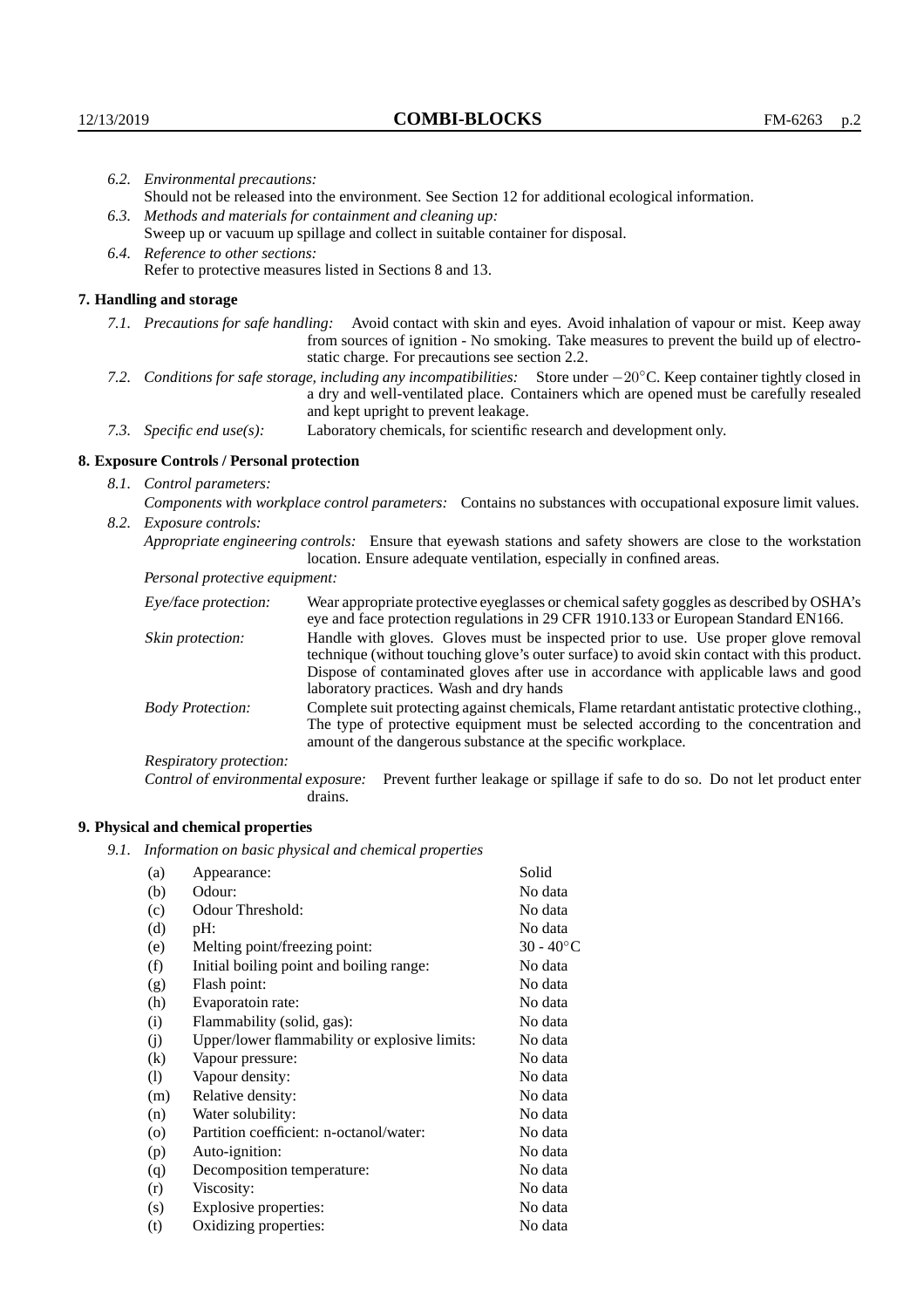*6.2. Environmental precautions:*
Should not be released into the environment. See Section 12 for additional ecological information.

*6.3. Methods and materials for containment and cleaning up:*
Sweep up or vacuum up spillage and collect in suitable container for disposal.

*6.4. Reference to other sections:*
Refer to protective measures listed in Sections 8 and 13.

## 7. Handling and storage

*7.1. Precautions for safe handling:* Avoid contact with skin and eyes. Avoid inhalation of vapour or mist. Keep away from sources of ignition - No smoking. Take measures to prevent the build up of electrostatic charge. For precautions see section 2.2.

*7.2. Conditions for safe storage, including any incompatibilities:* Store under $-20^{\circ}$C. Keep container tightly closed in a dry and well-ventilated place. Containers which are opened must be carefully resealed and kept upright to prevent leakage.

*7.3. Specific end use(s):* Laboratory chemicals, for scientific research and development only.

## 8. Exposure Controls / Personal protection

*8.1. Control parameters:*
*Components with workplace control parameters:* Contains no substances with occupational exposure limit values.

*8.2. Exposure controls:*
*Appropriate engineering controls:* Ensure that eyewash stations and safety showers are close to the workstation location. Ensure adequate ventilation, especially in confined areas.

*Personal protective equipment:*

*Eye/face protection:* Wear appropriate protective eyeglasses or chemical safety goggles as described by OSHA's eye and face protection regulations in 29 CFR 1910.133 or European Standard EN166.

*Skin protection:* Handle with gloves. Gloves must be inspected prior to use. Use proper glove removal technique (without touching glove's outer surface) to avoid skin contact with this product. Dispose of contaminated gloves after use in accordance with applicable laws and good laboratory practices. Wash and dry hands

*Body Protection:* Complete suit protecting against chemicals, Flame retardant antistatic protective clothing., The type of protective equipment must be selected according to the concentration and amount of the dangerous substance at the specific workplace.

*Respiratory protection:*

*Control of environmental exposure:* Prevent further leakage or spillage if safe to do so. Do not let product enter drains.

## 9. Physical and chemical properties

*9.1. Information on basic physical and chemical properties*

| | | |
|---|---|---|
| (a) | Appearance: | Solid |
| (b) | Odour: | No data |
| (c) | Odour Threshold: | No data |
| (d) | pH: | No data |
| (e) | Melting point/freezing point: | 30 - 40$^{\circ}$C |
| (f) | Initial boiling point and boiling range: | No data |
| (g) | Flash point: | No data |
| (h) | Evaporatoin rate: | No data |
| (i) | Flammability (solid, gas): | No data |
| (j) | Upper/lower flammability or explosive limits: | No data |
| (k) | Vapour pressure: | No data |
| (l) | Vapour density: | No data |
| (m) | Relative density: | No data |
| (n) | Water solubility: | No data |
| (o) | Partition coefficient: n-octanol/water: | No data |
| (p) | Auto-ignition: | No data |
| (q) | Decomposition temperature: | No data |
| (r) | Viscosity: | No data |
| (s) | Explosive properties: | No data |
| (t) | Oxidizing properties: | No data |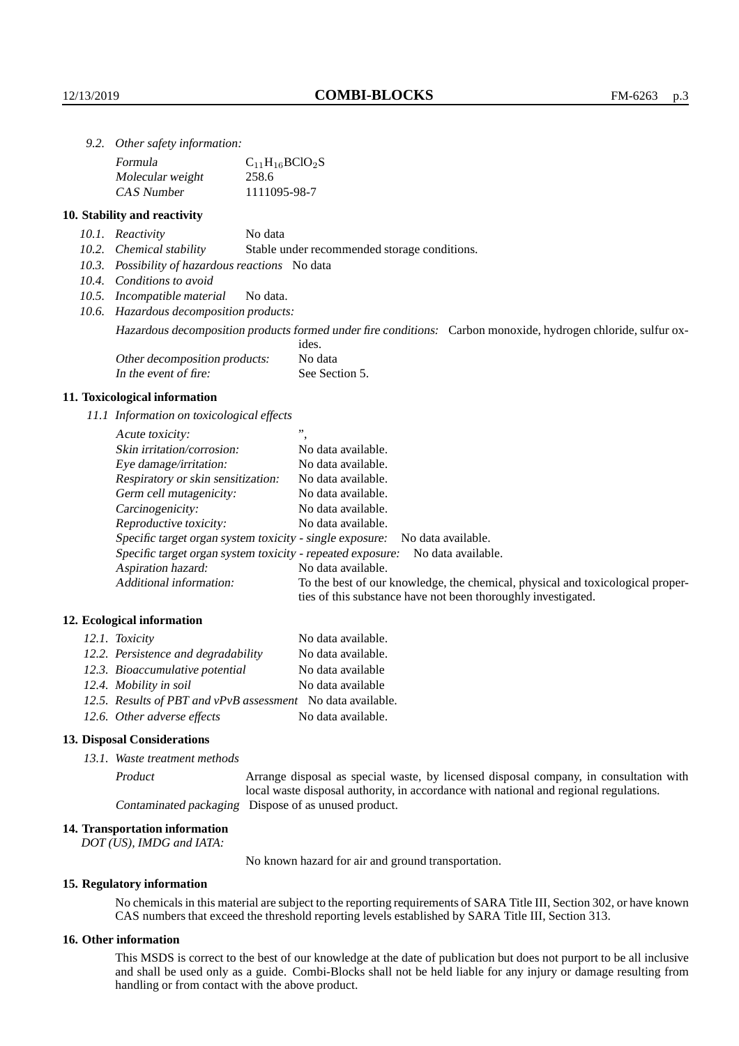*9.2. Other safety information:*

| | |
|---|---|
| *Formula* | $C_{11}H_{16}BClO_2S$ |
| *Molecular weight* | 258.6 |
| *CAS Number* | 1111095-98-7 |

## 10. Stability and reactivity

*10.1. Reactivity* No data

*10.2. Chemical stability* Stable under recommended storage conditions.

*10.3. Possibility of hazardous reactions* No data

*10.4. Conditions to avoid*

*10.5. Incompatible material* No data.

*10.6. Hazardous decomposition products:*

*Hazardous decomposition products formed under fire conditions:* Carbon monoxide, hydrogen chloride, sulfur oxides.

| | |
|---|---|
| *Other decomposition products:* | No data |
| *In the event of fire:* | See Section 5. |

## 11. Toxicological information

*11.1 Information on toxicological effects*

| | |
|---|---|
| *Acute toxicity:* | ", |
| *Skin irritation/corrosion:* | No data available. |
| *Eye damage/irritation:* | No data available. |
| *Respiratory or skin sensitization:* | No data available. |
| *Germ cell mutagenicity:* | No data available. |
| *Carcinogenicity:* | No data available. |
| *Reproductive toxicity:* | No data available. |
| *Specific target organ system toxicity - single exposure:* | No data available. |
| *Specific target organ system toxicity - repeated exposure:* | No data available. |
| *Aspiration hazard:* | No data available. |
| *Additional information:* | To the best of our knowledge, the chemical, physical and toxicological properties of this substance have not been thoroughly investigated. |

## 12. Ecological information

| | |
|---|---|
| *12.1. Toxicity* | No data available. |
| *12.2. Persistence and degradability* | No data available. |
| *12.3. Bioaccumulative potential* | No data available |
| *12.4. Mobility in soil* | No data available |
| *12.5. Results of PBT and vPvB assessment* | No data available. |
| *12.6. Other adverse effects* | No data available. |

## 13. Disposal Considerations

*13.1. Waste treatment methods*

*Product* Arrange disposal as special waste, by licensed disposal company, in consultation with local waste disposal authority, in accordance with national and regional regulations.

*Contaminated packaging* Dispose of as unused product.

## 14. Transportation information

*DOT (US), IMDG and IATA:*

No known hazard for air and ground transportation.

## 15. Regulatory information

No chemicals in this material are subject to the reporting requirements of SARA Title III, Section 302, or have known CAS numbers that exceed the threshold reporting levels established by SARA Title III, Section 313.

## 16. Other information

This MSDS is correct to the best of our knowledge at the date of publication but does not purport to be all inclusive and shall be used only as a guide. Combi-Blocks shall not be held liable for any injury or damage resulting from handling or from contact with the above product.